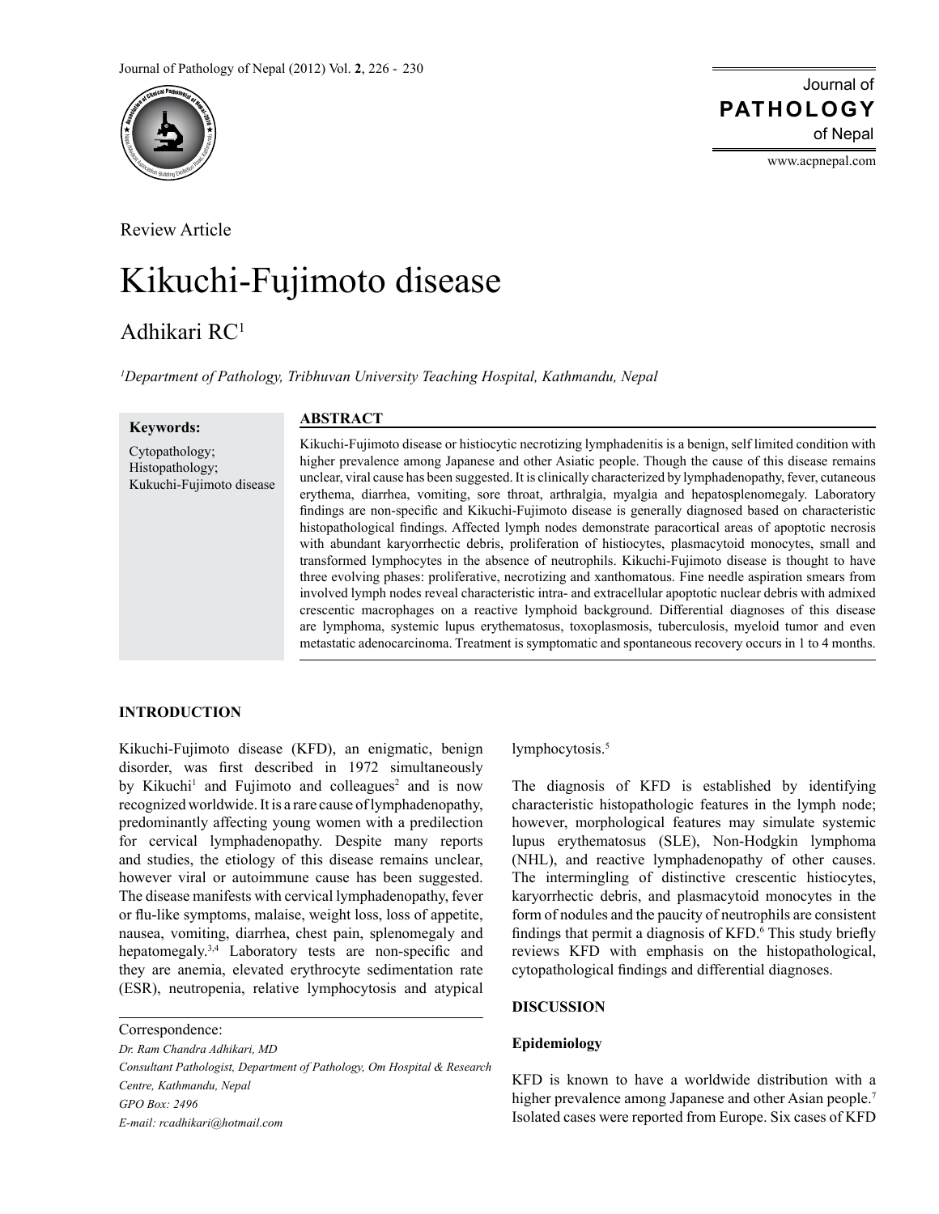Review Article

# Kikuchi-Fujimoto disease

Adhikari RC[1]

[1]*Department of Pathology, Tribhuvan University Teaching Hospital, Kathmandu, Nepal*

**Keywords:**

Cytopathology;
Histopathology;
Kukuchi-Fujimoto disease

## ABSTRACT

Kikuchi-Fujimoto disease or histiocytic necrotizing lymphadenitis is a benign, self limited condition with higher prevalence among Japanese and other Asiatic people. Though the cause of this disease remains unclear, viral cause has been suggested. It is clinically characterized by lymphadenopathy, fever, cutaneous erythema, diarrhea, vomiting, sore throat, arthralgia, myalgia and hepatosplenomegaly. Laboratory findings are non-specific and Kikuchi-Fujimoto disease is generally diagnosed based on characteristic histopathological findings. Affected lymph nodes demonstrate paracortical areas of apoptotic necrosis with abundant karyorrhectic debris, proliferation of histiocytes, plasmacytoid monocytes, small and transformed lymphocytes in the absence of neutrophils. Kikuchi-Fujimoto disease is thought to have three evolving phases: proliferative, necrotizing and xanthomatous. Fine needle aspiration smears from involved lymph nodes reveal characteristic intra- and extracellular apoptotic nuclear debris with admixed crescentic macrophages on a reactive lymphoid background. Differential diagnoses of this disease are lymphoma, systemic lupus erythematosus, toxoplasmosis, tuberculosis, myeloid tumor and even metastatic adenocarcinoma. Treatment is symptomatic and spontaneous recovery occurs in 1 to 4 months.

## INTRODUCTION

Kikuchi-Fujimoto disease (KFD), an enigmatic, benign disorder, was first described in 1972 simultaneously by Kikuchi[1] and Fujimoto and colleagues[2] and is now recognized worldwide. It is a rare cause of lymphadenopathy, predominantly affecting young women with a predilection for cervical lymphadenopathy. Despite many reports and studies, the etiology of this disease remains unclear, however viral or autoimmune cause has been suggested. The disease manifests with cervical lymphadenopathy, fever or flu-like symptoms, malaise, weight loss, loss of appetite, nausea, vomiting, diarrhea, chest pain, splenomegaly and hepatomegaly.[3,4] Laboratory tests are non-specific and they are anemia, elevated erythrocyte sedimentation rate (ESR), neutropenia, relative lymphocytosis and atypical lymphocytosis.[5]

The diagnosis of KFD is established by identifying characteristic histopathologic features in the lymph node; however, morphological features may simulate systemic lupus erythematosus (SLE), Non-Hodgkin lymphoma (NHL), and reactive lymphadenopathy of other causes. The intermingling of distinctive crescentic histiocytes, karyorrhectic debris, and plasmacytoid monocytes in the form of nodules and the paucity of neutrophils are consistent findings that permit a diagnosis of KFD.[6] This study briefly reviews KFD with emphasis on the histopathological, cytopathological findings and differential diagnoses.

Correspondence:
*Dr. Ram Chandra Adhikari, MD*
*Consultant Pathologist, Department of Pathology, Om Hospital & Research Centre, Kathmandu, Nepal*
*GPO Box: 2496*
*E-mail: rcadhikari@hotmail.com*

## DISCUSSION

### Epidemiology

KFD is known to have a worldwide distribution with a higher prevalence among Japanese and other Asian people.[7] Isolated cases were reported from Europe. Six cases of KFD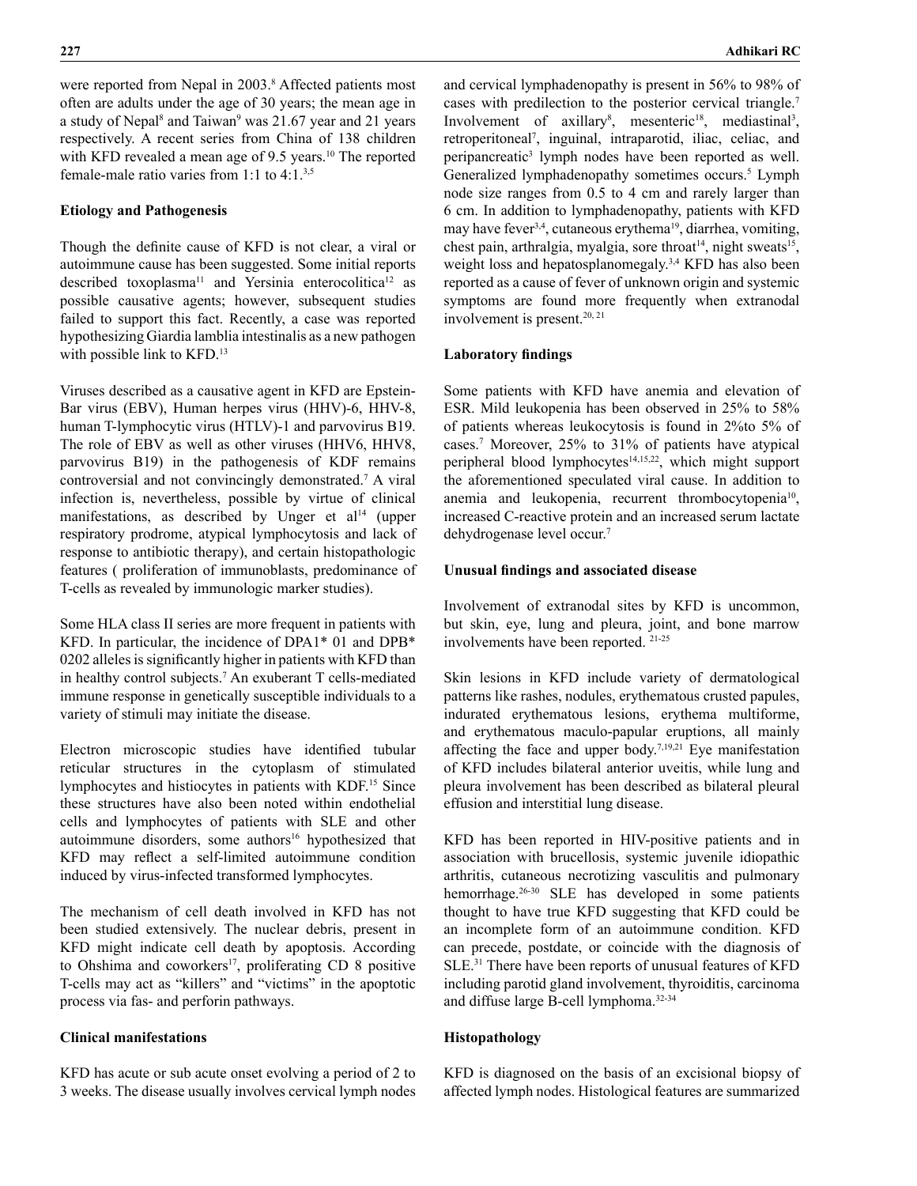were reported from Nepal in 2003.[8] Affected patients most often are adults under the age of 30 years; the mean age in a study of Nepal[8] and Taiwan[9] was 21.67 year and 21 years respectively. A recent series from China of 138 children with KFD revealed a mean age of 9.5 years.[10] The reported female-male ratio varies from 1:1 to 4:1.[3,5]

**Etiology and Pathogenesis**

Though the definite cause of KFD is not clear, a viral or autoimmune cause has been suggested. Some initial reports described toxoplasma[11] and Yersinia enterocolitica[12] as possible causative agents; however, subsequent studies failed to support this fact. Recently, a case was reported hypothesizing Giardia lamblia intestinalis as a new pathogen with possible link to KFD.[13]

Viruses described as a causative agent in KFD are Epstein-Bar virus (EBV), Human herpes virus (HHV)-6, HHV-8, human T-lymphocytic virus (HTLV)-1 and parvovirus B19. The role of EBV as well as other viruses (HHV6, HHV8, parvovirus B19) in the pathogenesis of KDF remains controversial and not convincingly demonstrated.[7] A viral infection is, nevertheless, possible by virtue of clinical manifestations, as described by Unger et al[14] (upper respiratory prodrome, atypical lymphocytosis and lack of response to antibiotic therapy), and certain histopathologic features ( proliferation of immunoblasts, predominance of T-cells as revealed by immunologic marker studies).

Some HLA class II series are more frequent in patients with KFD. In particular, the incidence of DPA1* 01 and DPB* 0202 alleles is significantly higher in patients with KFD than in healthy control subjects.[7] An exuberant T cells-mediated immune response in genetically susceptible individuals to a variety of stimuli may initiate the disease.

Electron microscopic studies have identified tubular reticular structures in the cytoplasm of stimulated lymphocytes and histiocytes in patients with KDF.[15] Since these structures have also been noted within endothelial cells and lymphocytes of patients with SLE and other autoimmune disorders, some authors[16] hypothesized that KFD may reflect a self-limited autoimmune condition induced by virus-infected transformed lymphocytes.

The mechanism of cell death involved in KFD has not been studied extensively. The nuclear debris, present in KFD might indicate cell death by apoptosis. According to Ohshima and coworkers[17], proliferating CD 8 positive T-cells may act as "killers" and "victims" in the apoptotic process via fas- and perforin pathways.

**Clinical manifestations**

KFD has acute or sub acute onset evolving a period of 2 to 3 weeks. The disease usually involves cervical lymph nodes and cervical lymphadenopathy is present in 56% to 98% of cases with predilection to the posterior cervical triangle.[7] Involvement of axillary[8], mesenteric[18], mediastinal[3], retroperitoneal[7], inguinal, intraparotid, iliac, celiac, and peripancreatic[3] lymph nodes have been reported as well. Generalized lymphadenopathy sometimes occurs.[5] Lymph node size ranges from 0.5 to 4 cm and rarely larger than 6 cm. In addition to lymphadenopathy, patients with KFD may have fever[3,4], cutaneous erythema[19], diarrhea, vomiting, chest pain, arthralgia, myalgia, sore throat[14], night sweats[15], weight loss and hepatosplanomegaly.[3,4] KFD has also been reported as a cause of fever of unknown origin and systemic symptoms are found more frequently when extranodal involvement is present.[20, 21]

**Laboratory findings**

Some patients with KFD have anemia and elevation of ESR. Mild leukopenia has been observed in 25% to 58% of patients whereas leukocytosis is found in 2%to 5% of cases.[7] Moreover, 25% to 31% of patients have atypical peripheral blood lymphocytes[14,15,22], which might support the aforementioned speculated viral cause. In addition to anemia and leukopenia, recurrent thrombocytopenia[10], increased C-reactive protein and an increased serum lactate dehydrogenase level occur.[7]

**Unusual findings and associated disease**

Involvement of extranodal sites by KFD is uncommon, but skin, eye, lung and pleura, joint, and bone marrow involvements have been reported. [21-25]

Skin lesions in KFD include variety of dermatological patterns like rashes, nodules, erythematous crusted papules, indurated erythematous lesions, erythema multiforme, and erythematous maculo-papular eruptions, all mainly affecting the face and upper body.[7,19,21] Eye manifestation of KFD includes bilateral anterior uveitis, while lung and pleura involvement has been described as bilateral pleural effusion and interstitial lung disease.

KFD has been reported in HIV-positive patients and in association with brucellosis, systemic juvenile idiopathic arthritis, cutaneous necrotizing vasculitis and pulmonary hemorrhage.[26-30] SLE has developed in some patients thought to have true KFD suggesting that KFD could be an incomplete form of an autoimmune condition. KFD can precede, postdate, or coincide with the diagnosis of SLE.[31] There have been reports of unusual features of KFD including parotid gland involvement, thyroiditis, carcinoma and diffuse large B-cell lymphoma.[32-34]

**Histopathology**

KFD is diagnosed on the basis of an excisional biopsy of affected lymph nodes. Histological features are summarized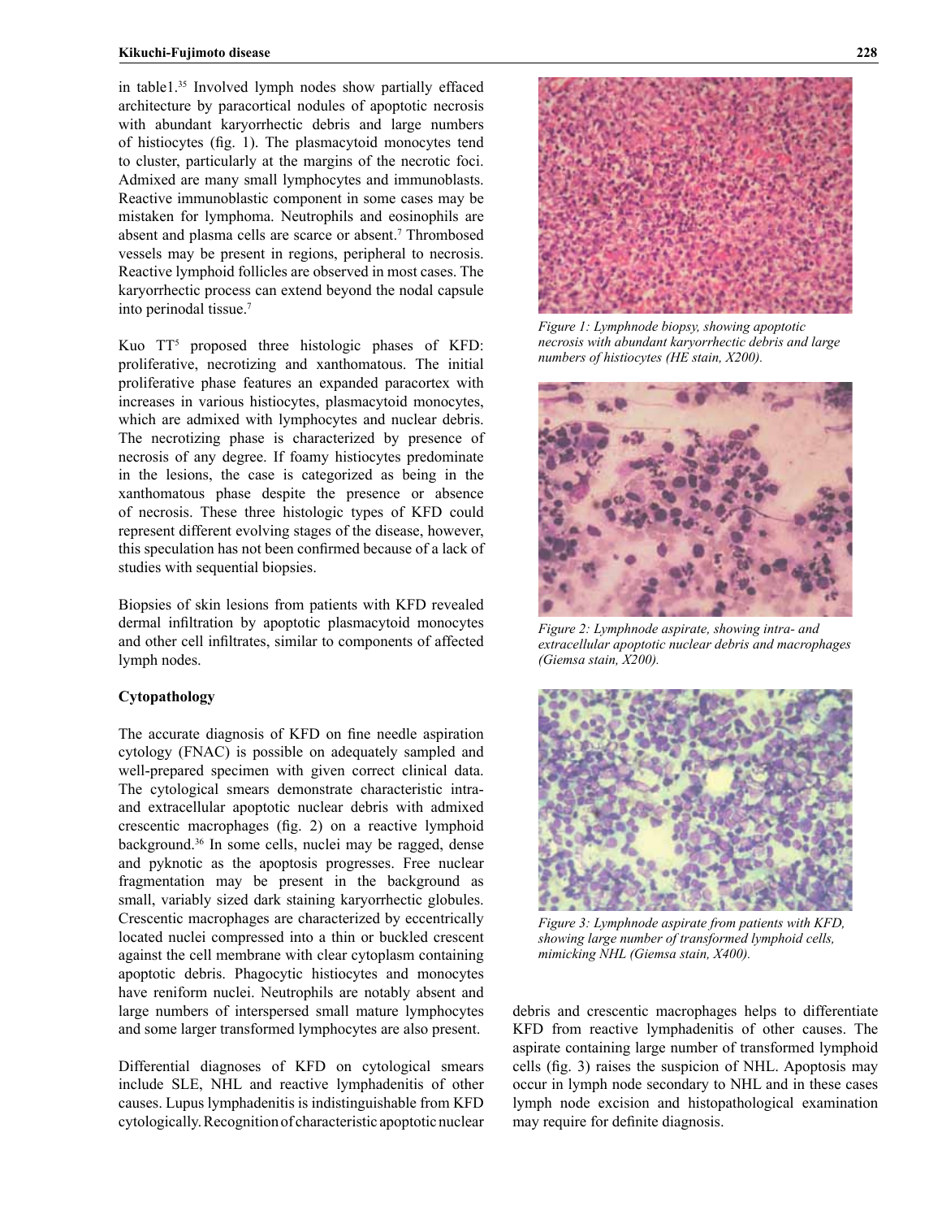in table1.[35] Involved lymph nodes show partially effaced architecture by paracortical nodules of apoptotic necrosis with abundant karyorrhectic debris and large numbers of histiocytes (fig. 1). The plasmacytoid monocytes tend to cluster, particularly at the margins of the necrotic foci. Admixed are many small lymphocytes and immunoblasts. Reactive immunoblastic component in some cases may be mistaken for lymphoma. Neutrophils and eosinophils are absent and plasma cells are scarce or absent.[7] Thrombosed vessels may be present in regions, peripheral to necrosis. Reactive lymphoid follicles are observed in most cases. The karyorrhectic process can extend beyond the nodal capsule into perinodal tissue.[7]

Kuo TT[5] proposed three histologic phases of KFD: proliferative, necrotizing and xanthomatous. The initial proliferative phase features an expanded paracortex with increases in various histiocytes, plasmacytoid monocytes, which are admixed with lymphocytes and nuclear debris. The necrotizing phase is characterized by presence of necrosis of any degree. If foamy histiocytes predominate in the lesions, the case is categorized as being in the xanthomatous phase despite the presence or absence of necrosis. These three histologic types of KFD could represent different evolving stages of the disease, however, this speculation has not been confirmed because of a lack of studies with sequential biopsies.

Biopsies of skin lesions from patients with KFD revealed dermal infiltration by apoptotic plasmacytoid monocytes and other cell infiltrates, similar to components of affected lymph nodes.

### Cytopathology

The accurate diagnosis of KFD on fine needle aspiration cytology (FNAC) is possible on adequately sampled and well-prepared specimen with given correct clinical data. The cytological smears demonstrate characteristic intra- and extracellular apoptotic nuclear debris with admixed crescentic macrophages (fig. 2) on a reactive lymphoid background.[36] In some cells, nuclei may be ragged, dense and pyknotic as the apoptosis progresses. Free nuclear fragmentation may be present in the background as small, variably sized dark staining karyorrhectic globules. Crescentic macrophages are characterized by eccentrically located nuclei compressed into a thin or buckled crescent against the cell membrane with clear cytoplasm containing apoptotic debris. Phagocytic histiocytes and monocytes have reniform nuclei. Neutrophils are notably absent and large numbers of interspersed small mature lymphocytes and some larger transformed lymphocytes are also present.

Differential diagnoses of KFD on cytological smears include SLE, NHL and reactive lymphadenitis of other causes. Lupus lymphadenitis is indistinguishable from KFD cytologically. Recognition of characteristic apoptotic nuclear debris and crescentic macrophages helps to differentiate KFD from reactive lymphadenitis of other causes. The aspirate containing large number of transformed lymphoid cells (fig. 3) raises the suspicion of NHL. Apoptosis may occur in lymph node secondary to NHL and in these cases lymph node excision and histopathological examination may require for definite diagnosis.

*Figure 1: Lymphnode biopsy, showing apoptotic necrosis with abundant karyorrhectic debris and large numbers of histiocytes (HE stain, X200).*

*Figure 2: Lymphnode aspirate, showing intra- and extracellular apoptotic nuclear debris and macrophages (Giemsa stain, X200).*

*Figure 3: Lymphnode aspirate from patients with KFD, showing large number of transformed lymphoid cells, mimicking NHL (Giemsa stain, X400).*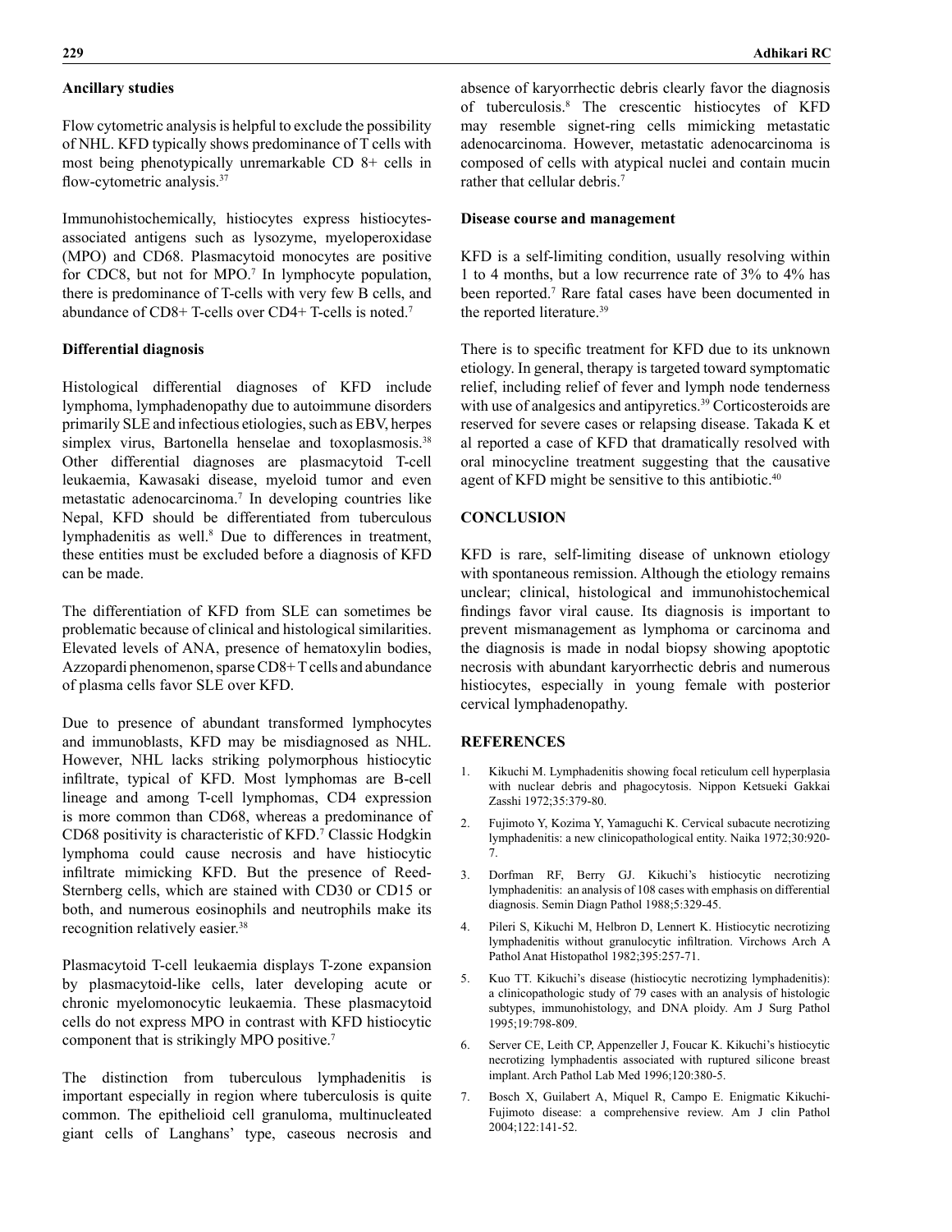### Ancillary studies

Flow cytometric analysis is helpful to exclude the possibility of NHL. KFD typically shows predominance of T cells with most being phenotypically unremarkable CD 8+ cells in flow-cytometric analysis.[37]

Immunohistochemically, histiocytes express histiocytes-associated antigens such as lysozyme, myeloperoxidase (MPO) and CD68. Plasmacytoid monocytes are positive for CDC8, but not for MPO.[7] In lymphocyte population, there is predominance of T-cells with very few B cells, and abundance of CD8+ T-cells over CD4+ T-cells is noted.[7]

### Differential diagnosis

Histological differential diagnoses of KFD include lymphoma, lymphadenopathy due to autoimmune disorders primarily SLE and infectious etiologies, such as EBV, herpes simplex virus, Bartonella henselae and toxoplasmosis.[38] Other differential diagnoses are plasmacytoid T-cell leukaemia, Kawasaki disease, myeloid tumor and even metastatic adenocarcinoma.[7] In developing countries like Nepal, KFD should be differentiated from tuberculous lymphadenitis as well.[8] Due to differences in treatment, these entities must be excluded before a diagnosis of KFD can be made.

The differentiation of KFD from SLE can sometimes be problematic because of clinical and histological similarities. Elevated levels of ANA, presence of hematoxylin bodies, Azzopardi phenomenon, sparse CD8+ T cells and abundance of plasma cells favor SLE over KFD.

Due to presence of abundant transformed lymphocytes and immunoblasts, KFD may be misdiagnosed as NHL. However, NHL lacks striking polymorphous histiocytic infiltrate, typical of KFD. Most lymphomas are B-cell lineage and among T-cell lymphomas, CD4 expression is more common than CD68, whereas a predominance of CD68 positivity is characteristic of KFD.[7] Classic Hodgkin lymphoma could cause necrosis and have histiocytic infiltrate mimicking KFD. But the presence of Reed-Sternberg cells, which are stained with CD30 or CD15 or both, and numerous eosinophils and neutrophils make its recognition relatively easier.[38]

Plasmacytoid T-cell leukaemia displays T-zone expansion by plasmacytoid-like cells, later developing acute or chronic myelomonocytic leukaemia. These plasmacytoid cells do not express MPO in contrast with KFD histiocytic component that is strikingly MPO positive.[7]

The distinction from tuberculous lymphadenitis is important especially in region where tuberculosis is quite common. The epithelioid cell granuloma, multinucleated giant cells of Langhans' type, caseous necrosis and absence of karyorrhectic debris clearly favor the diagnosis of tuberculosis.[8] The crescentic histiocytes of KFD may resemble signet-ring cells mimicking metastatic adenocarcinoma. However, metastatic adenocarcinoma is composed of cells with atypical nuclei and contain mucin rather that cellular debris.[7]

### Disease course and management

KFD is a self-limiting condition, usually resolving within 1 to 4 months, but a low recurrence rate of 3% to 4% has been reported.[7] Rare fatal cases have been documented in the reported literature.[39]

There is to specific treatment for KFD due to its unknown etiology. In general, therapy is targeted toward symptomatic relief, including relief of fever and lymph node tenderness with use of analgesics and antipyretics.[39] Corticosteroids are reserved for severe cases or relapsing disease. Takada K et al reported a case of KFD that dramatically resolved with oral minocycline treatment suggesting that the causative agent of KFD might be sensitive to this antibiotic.[40]

## CONCLUSION

KFD is rare, self-limiting disease of unknown etiology with spontaneous remission. Although the etiology remains unclear; clinical, histological and immunohistochemical findings favor viral cause. Its diagnosis is important to prevent mismanagement as lymphoma or carcinoma and the diagnosis is made in nodal biopsy showing apoptotic necrosis with abundant karyorrhectic debris and numerous histiocytes, especially in young female with posterior cervical lymphadenopathy.

## REFERENCES

1. Kikuchi M. Lymphadenitis showing focal reticulum cell hyperplasia with nuclear debris and phagocytosis. Nippon Ketsueki Gakkai Zasshi 1972;35:379-80.
2. Fujimoto Y, Kozima Y, Yamaguchi K. Cervical subacute necrotizing lymphadenitis: a new clinicopathological entity. Naika 1972;30:920-7.
3. Dorfman RF, Berry GJ. Kikuchi's histiocytic necrotizing lymphadenitis: an analysis of 108 cases with emphasis on differential diagnosis. Semin Diagn Pathol 1988;5:329-45.
4. Pileri S, Kikuchi M, Helbron D, Lennert K. Histiocytic necrotizing lymphadenitis without granulocytic infiltration. Virchows Arch A Pathol Anat Histopathol 1982;395:257-71.
5. Kuo TT. Kikuchi's disease (histiocytic necrotizing lymphadenitis): a clinicopathologic study of 79 cases with an analysis of histologic subtypes, immunohistology, and DNA ploidy. Am J Surg Pathol 1995;19:798-809.
6. Server CE, Leith CP, Appenzeller J, Foucar K. Kikuchi's histiocytic necrotizing lymphadentis associated with ruptured silicone breast implant. Arch Pathol Lab Med 1996;120:380-5.
7. Bosch X, Guilabert A, Miquel R, Campo E. Enigmatic Kikuchi-Fujimoto disease: a comprehensive review. Am J clin Pathol 2004;122:141-52.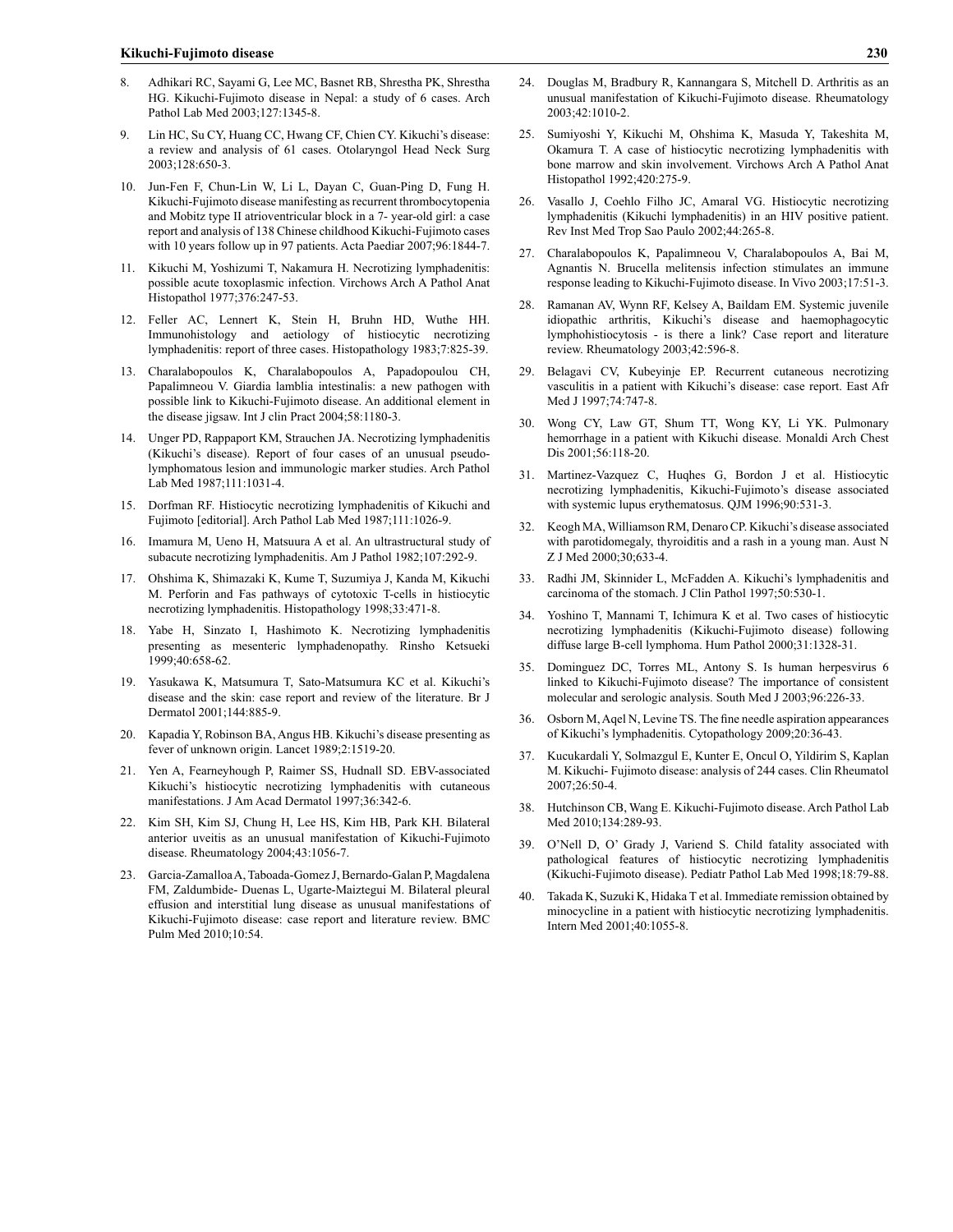8. Adhikari RC, Sayami G, Lee MC, Basnet RB, Shrestha PK, Shrestha HG. Kikuchi-Fujimoto disease in Nepal: a study of 6 cases. Arch Pathol Lab Med 2003;127:1345-8.

9. Lin HC, Su CY, Huang CC, Hwang CF, Chien CY. Kikuchi's disease: a review and analysis of 61 cases. Otolaryngol Head Neck Surg 2003;128:650-3.

10. Jun-Fen F, Chun-Lin W, Li L, Dayan C, Guan-Ping D, Fung H. Kikuchi-Fujimoto disease manifesting as recurrent thrombocytopenia and Mobitz type II atrioventricular block in a 7- year-old girl: a case report and analysis of 138 Chinese childhood Kikuchi-Fujimoto cases with 10 years follow up in 97 patients. Acta Paediar 2007;96:1844-7.

11. Kikuchi M, Yoshizumi T, Nakamura H. Necrotizing lymphadenitis: possible acute toxoplasmic infection. Virchows Arch A Pathol Anat Histopathol 1977;376:247-53.

12. Feller AC, Lennert K, Stein H, Bruhn HD, Wuthe HH. Immunohistology and aetiology of histiocytic necrotizing lymphadenitis: report of three cases. Histopathology 1983;7:825-39.

13. Charalabopoulos K, Charalabopoulos A, Papadopoulou CH, Papalimneou V. Giardia lamblia intestinalis: a new pathogen with possible link to Kikuchi-Fujimoto disease. An additional element in the disease jigsaw. Int J clin Pract 2004;58:1180-3.

14. Unger PD, Rappaport KM, Strauchen JA. Necrotizing lymphadenitis (Kikuchi's disease). Report of four cases of an unusual pseudo-lymphomatous lesion and immunologic marker studies. Arch Pathol Lab Med 1987;111:1031-4.

15. Dorfman RF. Histiocytic necrotizing lymphadenitis of Kikuchi and Fujimoto [editorial]. Arch Pathol Lab Med 1987;111:1026-9.

16. Imamura M, Ueno H, Matsuura A et al. An ultrastructural study of subacute necrotizing lymphadenitis. Am J Pathol 1982;107:292-9.

17. Ohshima K, Shimazaki K, Kume T, Suzumiya J, Kanda M, Kikuchi M. Perforin and Fas pathways of cytotoxic T-cells in histiocytic necrotizing lymphadenitis. Histopathology 1998;33:471-8.

18. Yabe H, Sinzato I, Hashimoto K. Necrotizing lymphadenitis presenting as mesenteric lymphadenopathy. Rinsho Ketsueki 1999;40:658-62.

19. Yasukawa K, Matsumura T, Sato-Matsumura KC et al. Kikuchi's disease and the skin: case report and review of the literature. Br J Dermatol 2001;144:885-9.

20. Kapadia Y, Robinson BA, Angus HB. Kikuchi's disease presenting as fever of unknown origin. Lancet 1989;2:1519-20.

21. Yen A, Fearneyhough P, Raimer SS, Hudnall SD. EBV-associated Kikuchi's histiocytic necrotizing lymphadenitis with cutaneous manifestations. J Am Acad Dermatol 1997;36:342-6.

22. Kim SH, Kim SJ, Chung H, Lee HS, Kim HB, Park KH. Bilateral anterior uveitis as an unusual manifestation of Kikuchi-Fujimoto disease. Rheumatology 2004;43:1056-7.

23. Garcia-Zamalloa A, Taboada-Gomez J, Bernardo-Galan P, Magdalena FM, Zaldumbide- Duenas L, Ugarte-Maiztegui M. Bilateral pleural effusion and interstitial lung disease as unusual manifestations of Kikuchi-Fujimoto disease: case report and literature review. BMC Pulm Med 2010;10:54.

24. Douglas M, Bradbury R, Kannangara S, Mitchell D. Arthritis as an unusual manifestation of Kikuchi-Fujimoto disease. Rheumatology 2003;42:1010-2.

25. Sumiyoshi Y, Kikuchi M, Ohshima K, Masuda Y, Takeshita M, Okamura T. A case of histiocytic necrotizing lymphadenitis with bone marrow and skin involvement. Virchows Arch A Pathol Anat Histopathol 1992;420:275-9.

26. Vasallo J, Coehlo Filho JC, Amaral VG. Histiocytic necrotizing lymphadenitis (Kikuchi lymphadenitis) in an HIV positive patient. Rev Inst Med Trop Sao Paulo 2002;44:265-8.

27. Charalabopoulos K, Papalimneou V, Charalabopoulos A, Bai M, Agnantis N. Brucella melitensis infection stimulates an immune response leading to Kikuchi-Fujimoto disease. In Vivo 2003;17:51-3.

28. Ramanan AV, Wynn RF, Kelsey A, Baildam EM. Systemic juvenile idiopathic arthritis, Kikuchi's disease and haemophagocytic lymphohistiocytosis - is there a link? Case report and literature review. Rheumatology 2003;42:596-8.

29. Belagavi CV, Kubeyinje EP. Recurrent cutaneous necrotizing vasculitis in a patient with Kikuchi's disease: case report. East Afr Med J 1997;74:747-8.

30. Wong CY, Law GT, Shum TT, Wong KY, Li YK. Pulmonary hemorrhage in a patient with Kikuchi disease. Monaldi Arch Chest Dis 2001;56:118-20.

31. Martinez-Vazquez C, Huqhes G, Bordon J et al. Histiocytic necrotizing lymphadenitis, Kikuchi-Fujimoto's disease associated with systemic lupus erythematosus. QJM 1996;90:531-3.

32. Keogh MA, Williamson RM, Denaro CP. Kikuchi's disease associated with parotidomegaly, thyroiditis and a rash in a young man. Aust N Z J Med 2000;30;633-4.

33. Radhi JM, Skinnider L, McFadden A. Kikuchi's lymphadenitis and carcinoma of the stomach. J Clin Pathol 1997;50:530-1.

34. Yoshino T, Mannami T, Ichimura K et al. Two cases of histiocytic necrotizing lymphadenitis (Kikuchi-Fujimoto disease) following diffuse large B-cell lymphoma. Hum Pathol 2000;31:1328-31.

35. Dominguez DC, Torres ML, Antony S. Is human herpesvirus 6 linked to Kikuchi-Fujimoto disease? The importance of consistent molecular and serologic analysis. South Med J 2003;96:226-33.

36. Osborn M, Aqel N, Levine TS. The fine needle aspiration appearances of Kikuchi's lymphadenitis. Cytopathology 2009;20:36-43.

37. Kucukardali Y, Solmazgul E, Kunter E, Oncul O, Yildirim S, Kaplan M. Kikuchi- Fujimoto disease: analysis of 244 cases. Clin Rheumatol 2007;26:50-4.

38. Hutchinson CB, Wang E. Kikuchi-Fujimoto disease. Arch Pathol Lab Med 2010;134:289-93.

39. O'Nell D, O' Grady J, Variend S. Child fatality associated with pathological features of histiocytic necrotizing lymphadenitis (Kikuchi-Fujimoto disease). Pediatr Pathol Lab Med 1998;18:79-88.

40. Takada K, Suzuki K, Hidaka T et al. Immediate remission obtained by minocycline in a patient with histiocytic necrotizing lymphadenitis. Intern Med 2001;40:1055-8.